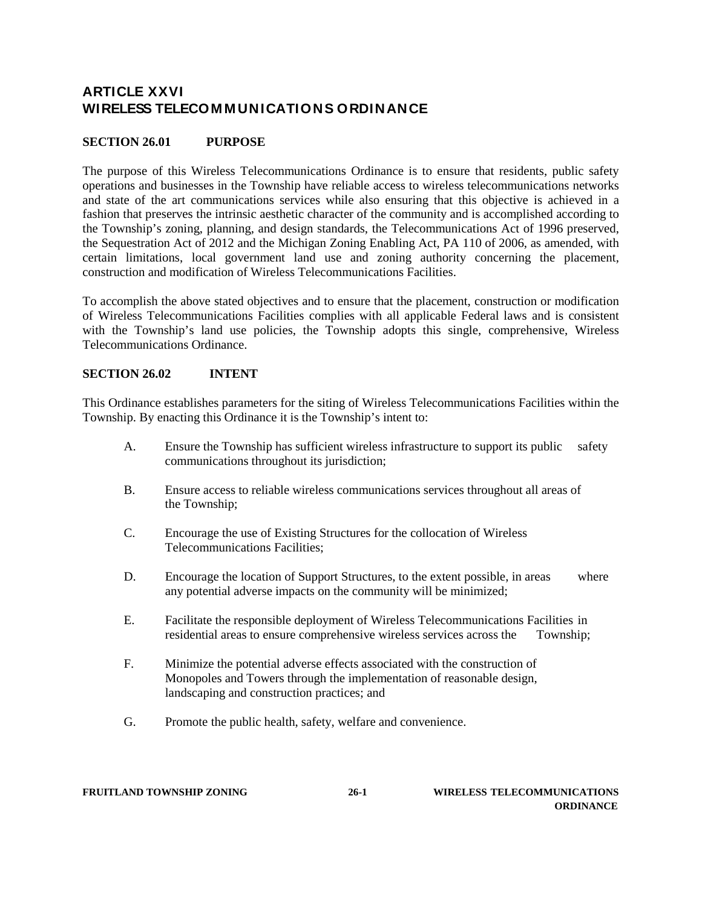# ARTICLE XXVI
# WIRELESS TELECOMMUNICATIONS ORDINANCE

## SECTION 26.01 PURPOSE

The purpose of this Wireless Telecommunications Ordinance is to ensure that residents, public safety operations and businesses in the Township have reliable access to wireless telecommunications networks and state of the art communications services while also ensuring that this objective is achieved in a fashion that preserves the intrinsic aesthetic character of the community and is accomplished according to the Township's zoning, planning, and design standards, the Telecommunications Act of 1996 preserved, the Sequestration Act of 2012 and the Michigan Zoning Enabling Act, PA 110 of 2006, as amended, with certain limitations, local government land use and zoning authority concerning the placement, construction and modification of Wireless Telecommunications Facilities.

To accomplish the above stated objectives and to ensure that the placement, construction or modification of Wireless Telecommunications Facilities complies with all applicable Federal laws and is consistent with the Township's land use policies, the Township adopts this single, comprehensive, Wireless Telecommunications Ordinance.

## SECTION 26.02 INTENT

This Ordinance establishes parameters for the siting of Wireless Telecommunications Facilities within the Township. By enacting this Ordinance it is the Township's intent to:

A. Ensure the Township has sufficient wireless infrastructure to support its public safety communications throughout its jurisdiction;

B. Ensure access to reliable wireless communications services throughout all areas of the Township;

C. Encourage the use of Existing Structures for the collocation of Wireless Telecommunications Facilities;

D. Encourage the location of Support Structures, to the extent possible, in areas where any potential adverse impacts on the community will be minimized;

E. Facilitate the responsible deployment of Wireless Telecommunications Facilities in residential areas to ensure comprehensive wireless services across the Township;

F. Minimize the potential adverse effects associated with the construction of Monopoles and Towers through the implementation of reasonable design, landscaping and construction practices; and

G. Promote the public health, safety, welfare and convenience.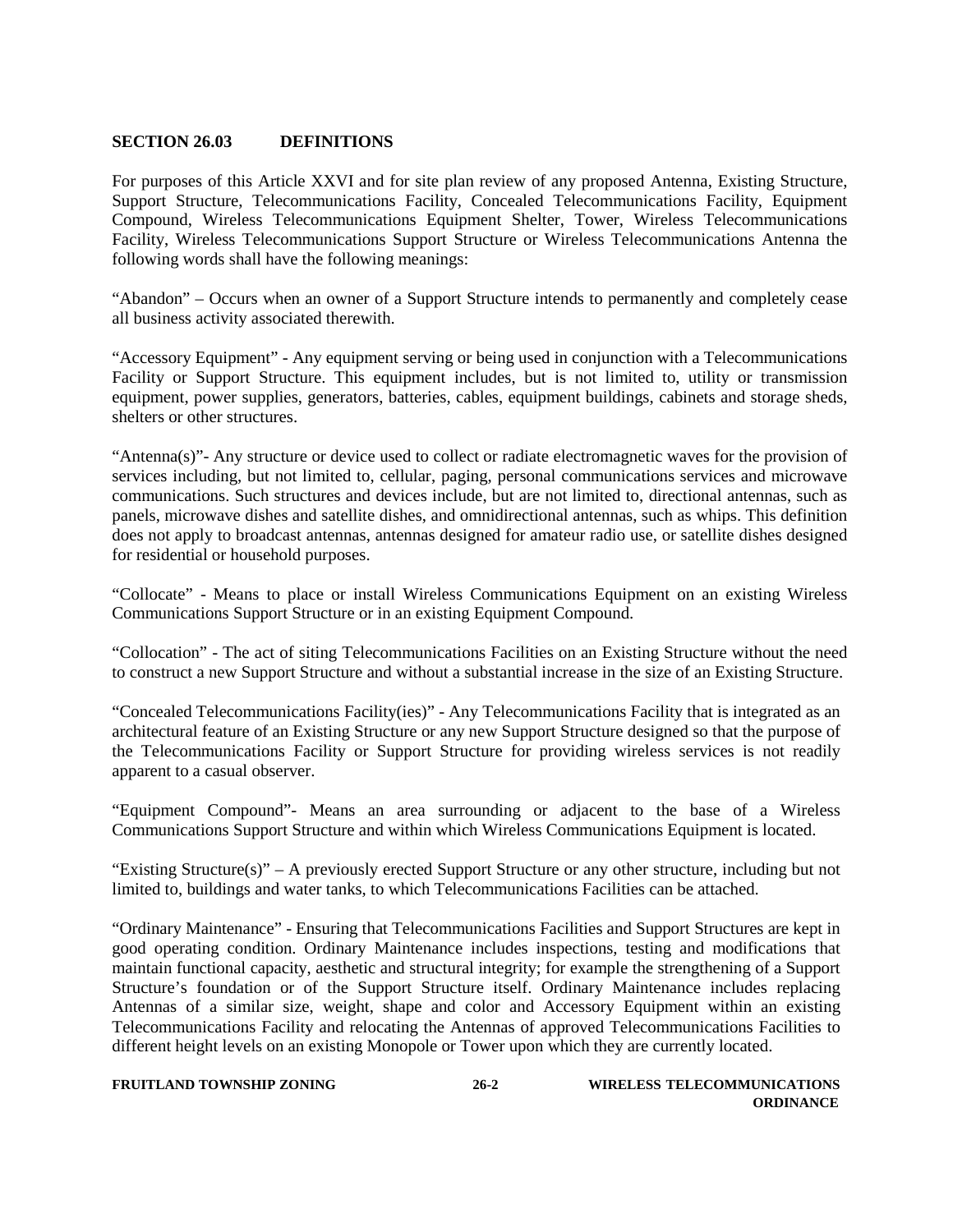## SECTION 26.03 DEFINITIONS

For purposes of this Article XXVI and for site plan review of any proposed Antenna, Existing Structure, Support Structure, Telecommunications Facility, Concealed Telecommunications Facility, Equipment Compound, Wireless Telecommunications Equipment Shelter, Tower, Wireless Telecommunications Facility, Wireless Telecommunications Support Structure or Wireless Telecommunications Antenna the following words shall have the following meanings:

"Abandon" – Occurs when an owner of a Support Structure intends to permanently and completely cease all business activity associated therewith.

"Accessory Equipment" - Any equipment serving or being used in conjunction with a Telecommunications Facility or Support Structure. This equipment includes, but is not limited to, utility or transmission equipment, power supplies, generators, batteries, cables, equipment buildings, cabinets and storage sheds, shelters or other structures.

"Antenna(s)"- Any structure or device used to collect or radiate electromagnetic waves for the provision of services including, but not limited to, cellular, paging, personal communications services and microwave communications. Such structures and devices include, but are not limited to, directional antennas, such as panels, microwave dishes and satellite dishes, and omnidirectional antennas, such as whips. This definition does not apply to broadcast antennas, antennas designed for amateur radio use, or satellite dishes designed for residential or household purposes.

"Collocate" - Means to place or install Wireless Communications Equipment on an existing Wireless Communications Support Structure or in an existing Equipment Compound.

"Collocation" - The act of siting Telecommunications Facilities on an Existing Structure without the need to construct a new Support Structure and without a substantial increase in the size of an Existing Structure.

"Concealed Telecommunications Facility(ies)" - Any Telecommunications Facility that is integrated as an architectural feature of an Existing Structure or any new Support Structure designed so that the purpose of the Telecommunications Facility or Support Structure for providing wireless services is not readily apparent to a casual observer.

"Equipment Compound"- Means an area surrounding or adjacent to the base of a Wireless Communications Support Structure and within which Wireless Communications Equipment is located.

"Existing Structure(s)" – A previously erected Support Structure or any other structure, including but not limited to, buildings and water tanks, to which Telecommunications Facilities can be attached.

"Ordinary Maintenance" - Ensuring that Telecommunications Facilities and Support Structures are kept in good operating condition. Ordinary Maintenance includes inspections, testing and modifications that maintain functional capacity, aesthetic and structural integrity; for example the strengthening of a Support Structure's foundation or of the Support Structure itself. Ordinary Maintenance includes replacing Antennas of a similar size, weight, shape and color and Accessory Equipment within an existing Telecommunications Facility and relocating the Antennas of approved Telecommunications Facilities to different height levels on an existing Monopole or Tower upon which they are currently located.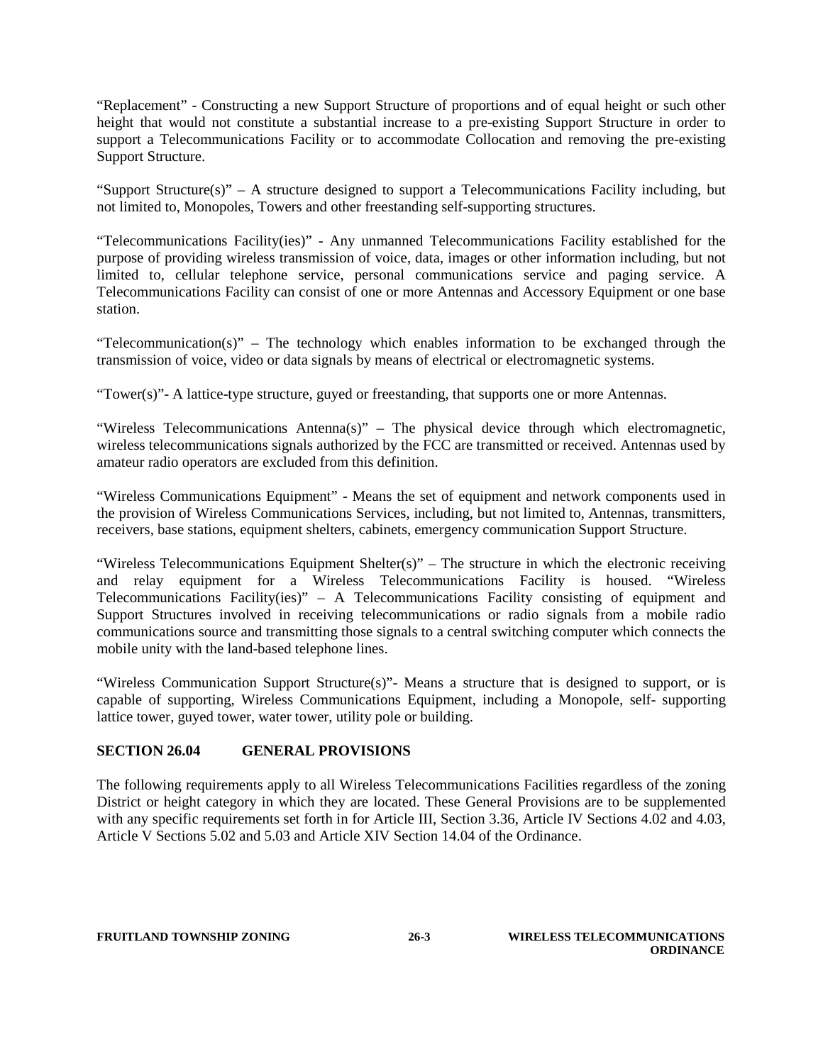"Replacement" - Constructing a new Support Structure of proportions and of equal height or such other height that would not constitute a substantial increase to a pre-existing Support Structure in order to support a Telecommunications Facility or to accommodate Collocation and removing the pre-existing Support Structure.

"Support Structure(s)" – A structure designed to support a Telecommunications Facility including, but not limited to, Monopoles, Towers and other freestanding self-supporting structures.

"Telecommunications Facility(ies)" - Any unmanned Telecommunications Facility established for the purpose of providing wireless transmission of voice, data, images or other information including, but not limited to, cellular telephone service, personal communications service and paging service. A Telecommunications Facility can consist of one or more Antennas and Accessory Equipment or one base station.

"Telecommunication(s)" – The technology which enables information to be exchanged through the transmission of voice, video or data signals by means of electrical or electromagnetic systems.

"Tower(s)"- A lattice-type structure, guyed or freestanding, that supports one or more Antennas.

"Wireless Telecommunications Antenna(s)" – The physical device through which electromagnetic, wireless telecommunications signals authorized by the FCC are transmitted or received. Antennas used by amateur radio operators are excluded from this definition.

"Wireless Communications Equipment" - Means the set of equipment and network components used in the provision of Wireless Communications Services, including, but not limited to, Antennas, transmitters, receivers, base stations, equipment shelters, cabinets, emergency communication Support Structure.

"Wireless Telecommunications Equipment Shelter(s)" – The structure in which the electronic receiving and relay equipment for a Wireless Telecommunications Facility is housed. "Wireless Telecommunications Facility(ies)" – A Telecommunications Facility consisting of equipment and Support Structures involved in receiving telecommunications or radio signals from a mobile radio communications source and transmitting those signals to a central switching computer which connects the mobile unity with the land-based telephone lines.

"Wireless Communication Support Structure(s)"- Means a structure that is designed to support, or is capable of supporting, Wireless Communications Equipment, including a Monopole, self- supporting lattice tower, guyed tower, water tower, utility pole or building.

## SECTION 26.04 GENERAL PROVISIONS

The following requirements apply to all Wireless Telecommunications Facilities regardless of the zoning District or height category in which they are located. These General Provisions are to be supplemented with any specific requirements set forth in for Article III, Section 3.36, Article IV Sections 4.02 and 4.03, Article V Sections 5.02 and 5.03 and Article XIV Section 14.04 of the Ordinance.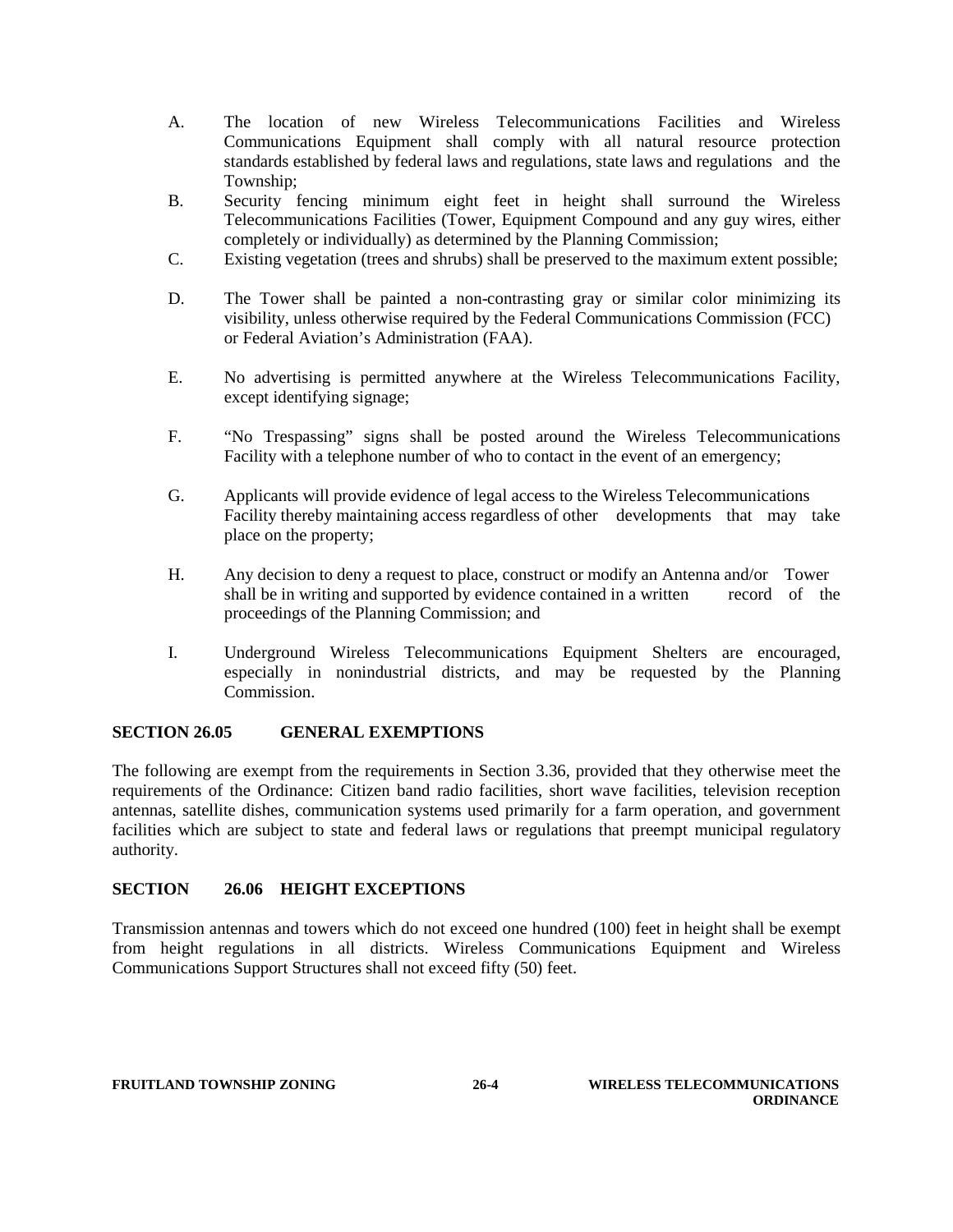A. The location of new Wireless Telecommunications Facilities and Wireless Communications Equipment shall comply with all natural resource protection standards established by federal laws and regulations, state laws and regulations and the Township;

B. Security fencing minimum eight feet in height shall surround the Wireless Telecommunications Facilities (Tower, Equipment Compound and any guy wires, either completely or individually) as determined by the Planning Commission;

C. Existing vegetation (trees and shrubs) shall be preserved to the maximum extent possible;

D. The Tower shall be painted a non-contrasting gray or similar color minimizing its visibility, unless otherwise required by the Federal Communications Commission (FCC) or Federal Aviation's Administration (FAA).

E. No advertising is permitted anywhere at the Wireless Telecommunications Facility, except identifying signage;

F. "No Trespassing" signs shall be posted around the Wireless Telecommunications Facility with a telephone number of who to contact in the event of an emergency;

G. Applicants will provide evidence of legal access to the Wireless Telecommunications Facility thereby maintaining access regardless of other developments that may take place on the property;

H. Any decision to deny a request to place, construct or modify an Antenna and/or Tower shall be in writing and supported by evidence contained in a written record of the proceedings of the Planning Commission; and

I. Underground Wireless Telecommunications Equipment Shelters are encouraged, especially in nonindustrial districts, and may be requested by the Planning Commission.

## SECTION 26.05 GENERAL EXEMPTIONS

The following are exempt from the requirements in Section 3.36, provided that they otherwise meet the requirements of the Ordinance: Citizen band radio facilities, short wave facilities, television reception antennas, satellite dishes, communication systems used primarily for a farm operation, and government facilities which are subject to state and federal laws or regulations that preempt municipal regulatory authority.

## SECTION 26.06 HEIGHT EXCEPTIONS

Transmission antennas and towers which do not exceed one hundred (100) feet in height shall be exempt from height regulations in all districts. Wireless Communications Equipment and Wireless Communications Support Structures shall not exceed fifty (50) feet.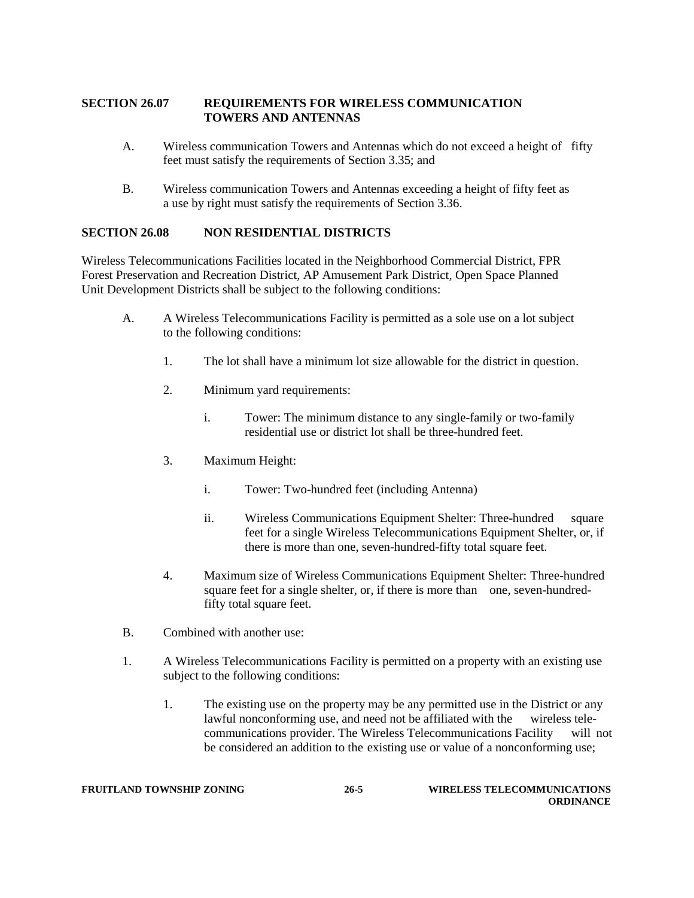## SECTION 26.07 REQUIREMENTS FOR WIRELESS COMMUNICATION TOWERS AND ANTENNAS

A. Wireless communication Towers and Antennas which do not exceed a height of fifty feet must satisfy the requirements of Section 3.35; and

B. Wireless communication Towers and Antennas exceeding a height of fifty feet as a use by right must satisfy the requirements of Section 3.36.

## SECTION 26.08 NON RESIDENTIAL DISTRICTS

Wireless Telecommunications Facilities located in the Neighborhood Commercial District, FPR Forest Preservation and Recreation District, AP Amusement Park District, Open Space Planned Unit Development Districts shall be subject to the following conditions:

A. A Wireless Telecommunications Facility is permitted as a sole use on a lot subject to the following conditions:

   1. The lot shall have a minimum lot size allowable for the district in question.

   2. Minimum yard requirements:

      i. Tower: The minimum distance to any single-family or two-family residential use or district lot shall be three-hundred feet.

   3. Maximum Height:

      i. Tower: Two-hundred feet (including Antenna)

      ii. Wireless Communications Equipment Shelter: Three-hundred square feet for a single Wireless Telecommunications Equipment Shelter, or, if there is more than one, seven-hundred-fifty total square feet.

   4. Maximum size of Wireless Communications Equipment Shelter: Three-hundred square feet for a single shelter, or, if there is more than one, seven-hundred-fifty total square feet.

B. Combined with another use:

1. A Wireless Telecommunications Facility is permitted on a property with an existing use subject to the following conditions:

   1. The existing use on the property may be any permitted use in the District or any lawful nonconforming use, and need not be affiliated with the wireless telecommunications provider. The Wireless Telecommunications Facility will not be considered an addition to the existing use or value of a nonconforming use;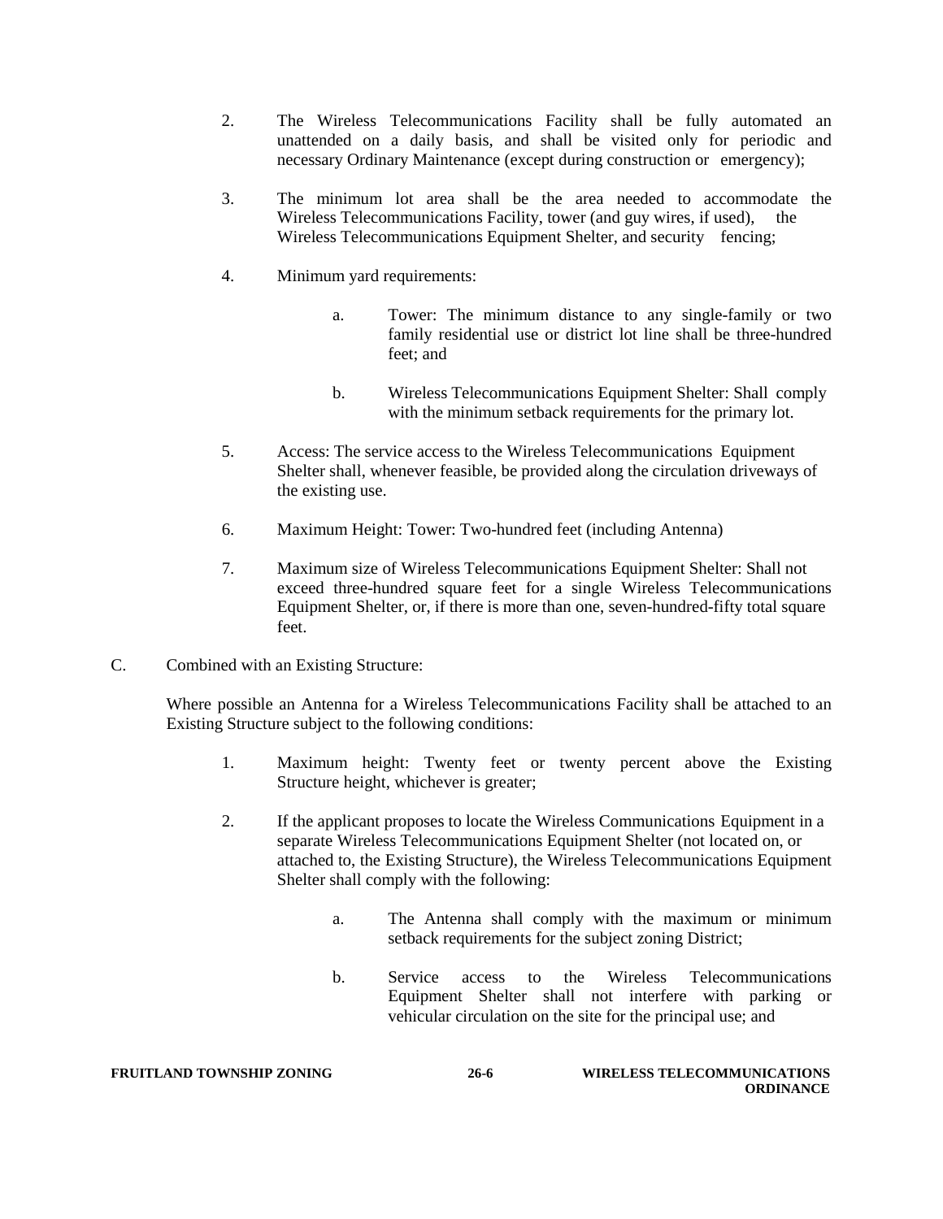2. The Wireless Telecommunications Facility shall be fully automated an unattended on a daily basis, and shall be visited only for periodic and necessary Ordinary Maintenance (except during construction or emergency);

3. The minimum lot area shall be the area needed to accommodate the Wireless Telecommunications Facility, tower (and guy wires, if used), the Wireless Telecommunications Equipment Shelter, and security fencing;

4. Minimum yard requirements:

    a. Tower: The minimum distance to any single-family or two family residential use or district lot line shall be three-hundred feet; and

    b. Wireless Telecommunications Equipment Shelter: Shall comply with the minimum setback requirements for the primary lot.

5. Access: The service access to the Wireless Telecommunications Equipment Shelter shall, whenever feasible, be provided along the circulation driveways of the existing use.

6. Maximum Height: Tower: Two-hundred feet (including Antenna)

7. Maximum size of Wireless Telecommunications Equipment Shelter: Shall not exceed three-hundred square feet for a single Wireless Telecommunications Equipment Shelter, or, if there is more than one, seven-hundred-fifty total square feet.

C. Combined with an Existing Structure:

Where possible an Antenna for a Wireless Telecommunications Facility shall be attached to an Existing Structure subject to the following conditions:

1. Maximum height: Twenty feet or twenty percent above the Existing Structure height, whichever is greater;

2. If the applicant proposes to locate the Wireless Communications Equipment in a separate Wireless Telecommunications Equipment Shelter (not located on, or attached to, the Existing Structure), the Wireless Telecommunications Equipment Shelter shall comply with the following:

    a. The Antenna shall comply with the maximum or minimum setback requirements for the subject zoning District;

    b. Service access to the Wireless Telecommunications Equipment Shelter shall not interfere with parking or vehicular circulation on the site for the principal use; and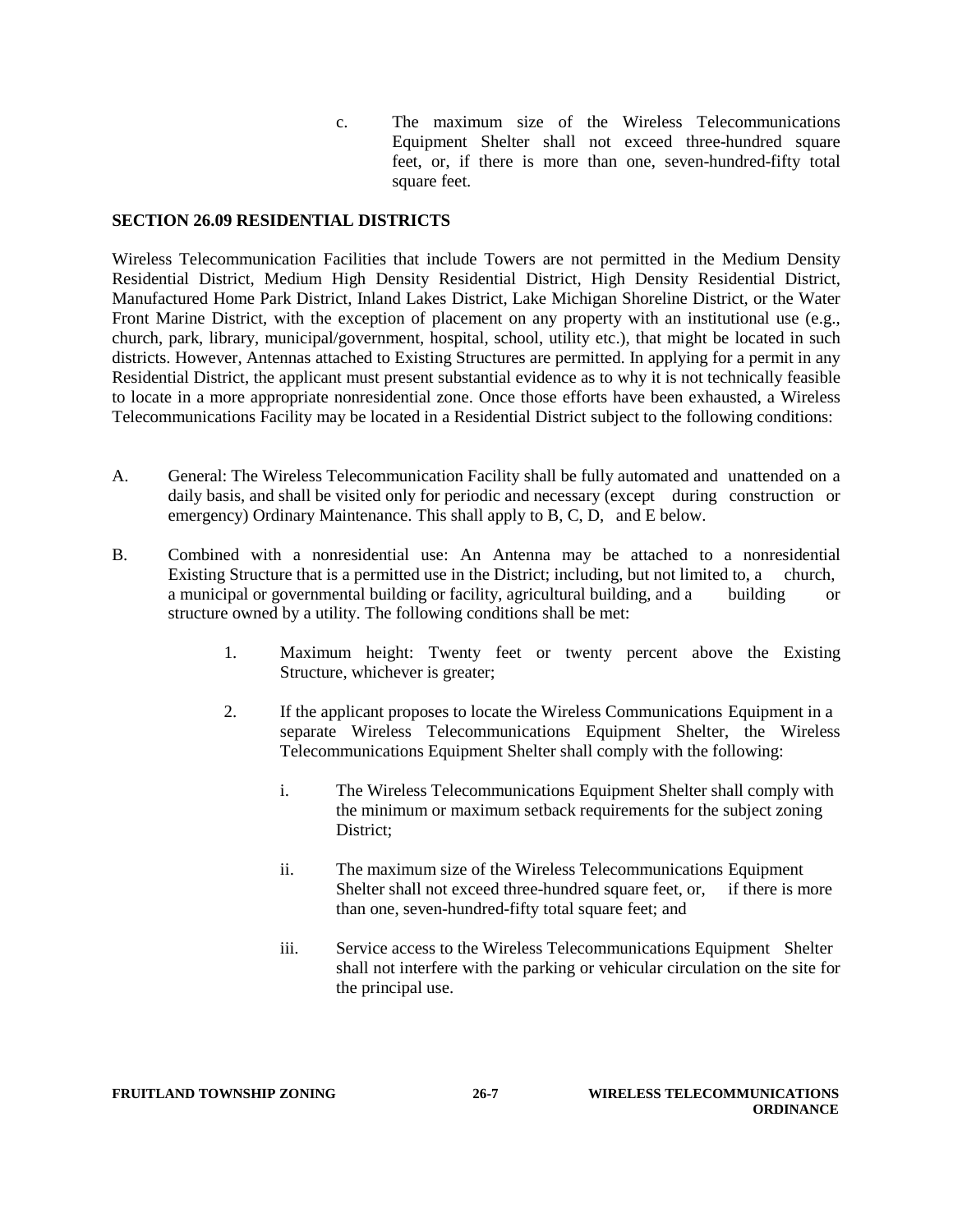c. The maximum size of the Wireless Telecommunications Equipment Shelter shall not exceed three-hundred square feet, or, if there is more than one, seven-hundred-fifty total square feet.

**SECTION 26.09 RESIDENTIAL DISTRICTS**

Wireless Telecommunication Facilities that include Towers are not permitted in the Medium Density Residential District, Medium High Density Residential District, High Density Residential District, Manufactured Home Park District, Inland Lakes District, Lake Michigan Shoreline District, or the Water Front Marine District, with the exception of placement on any property with an institutional use (e.g., church, park, library, municipal/government, hospital, school, utility etc.), that might be located in such districts. However, Antennas attached to Existing Structures are permitted. In applying for a permit in any Residential District, the applicant must present substantial evidence as to why it is not technically feasible to locate in a more appropriate nonresidential zone. Once those efforts have been exhausted, a Wireless Telecommunications Facility may be located in a Residential District subject to the following conditions:

A. General: The Wireless Telecommunication Facility shall be fully automated and unattended on a daily basis, and shall be visited only for periodic and necessary (except during construction or emergency) Ordinary Maintenance. This shall apply to B, C, D, and E below.

B. Combined with a nonresidential use: An Antenna may be attached to a nonresidential Existing Structure that is a permitted use in the District; including, but not limited to, a church, a municipal or governmental building or facility, agricultural building, and a building or structure owned by a utility. The following conditions shall be met:

   1. Maximum height: Twenty feet or twenty percent above the Existing Structure, whichever is greater;

   2. If the applicant proposes to locate the Wireless Communications Equipment in a separate Wireless Telecommunications Equipment Shelter, the Wireless Telecommunications Equipment Shelter shall comply with the following:

      i. The Wireless Telecommunications Equipment Shelter shall comply with the minimum or maximum setback requirements for the subject zoning District;

      ii. The maximum size of the Wireless Telecommunications Equipment Shelter shall not exceed three-hundred square feet, or, if there is more than one, seven-hundred-fifty total square feet; and

      iii. Service access to the Wireless Telecommunications Equipment Shelter shall not interfere with the parking or vehicular circulation on the site for the principal use.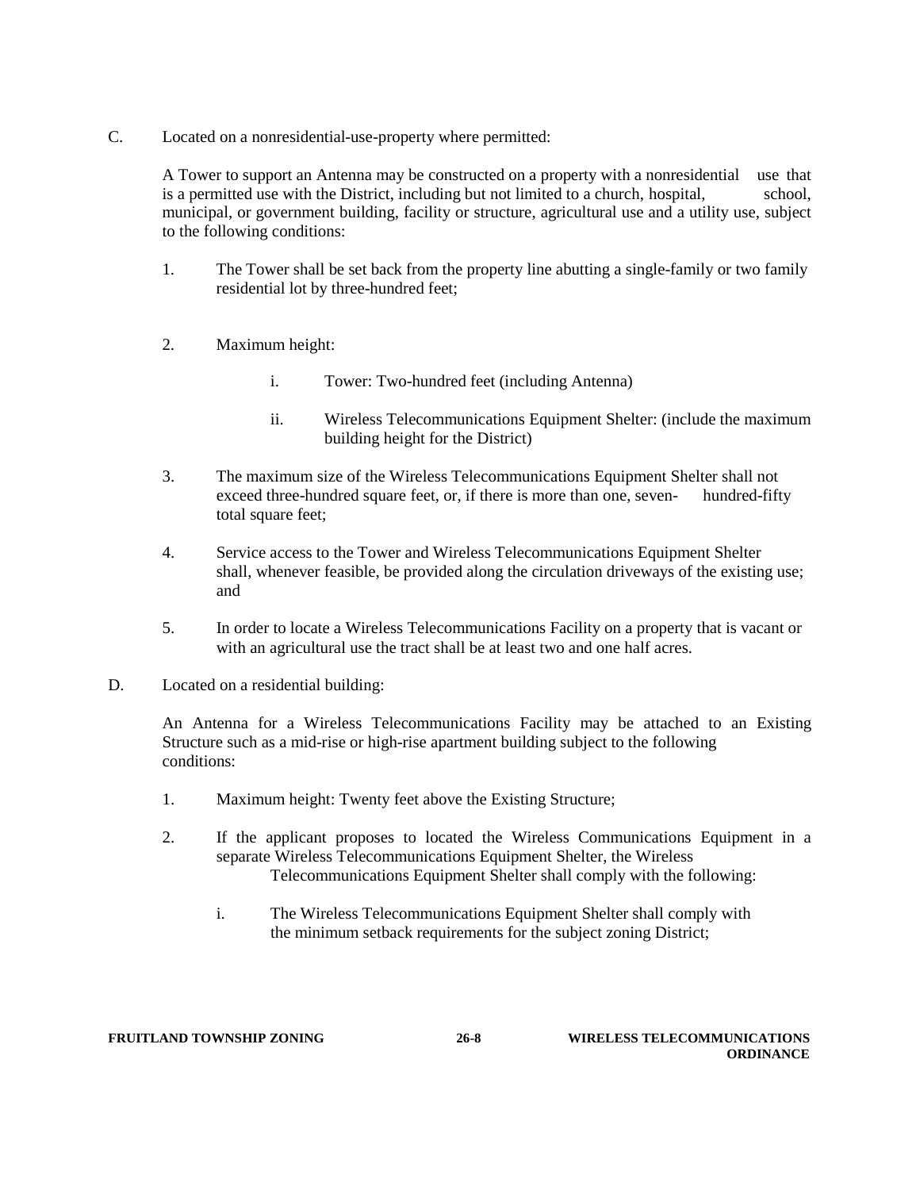C. Located on a nonresidential-use-property where permitted:

A Tower to support an Antenna may be constructed on a property with a nonresidential use that is a permitted use with the District, including but not limited to a church, hospital, school, municipal, or government building, facility or structure, agricultural use and a utility use, subject to the following conditions:

1. The Tower shall be set back from the property line abutting a single-family or two family residential lot by three-hundred feet;

2. Maximum height:

   i. Tower: Two-hundred feet (including Antenna)

   ii. Wireless Telecommunications Equipment Shelter: (include the maximum building height for the District)

3. The maximum size of the Wireless Telecommunications Equipment Shelter shall not exceed three-hundred square feet, or, if there is more than one, seven- hundred-fifty total square feet;

4. Service access to the Tower and Wireless Telecommunications Equipment Shelter shall, whenever feasible, be provided along the circulation driveways of the existing use; and

5. In order to locate a Wireless Telecommunications Facility on a property that is vacant or with an agricultural use the tract shall be at least two and one half acres.

D. Located on a residential building:

An Antenna for a Wireless Telecommunications Facility may be attached to an Existing Structure such as a mid-rise or high-rise apartment building subject to the following conditions:

1. Maximum height: Twenty feet above the Existing Structure;

2. If the applicant proposes to located the Wireless Communications Equipment in a separate Wireless Telecommunications Equipment Shelter, the Wireless Telecommunications Equipment Shelter shall comply with the following:

   i. The Wireless Telecommunications Equipment Shelter shall comply with the minimum setback requirements for the subject zoning District;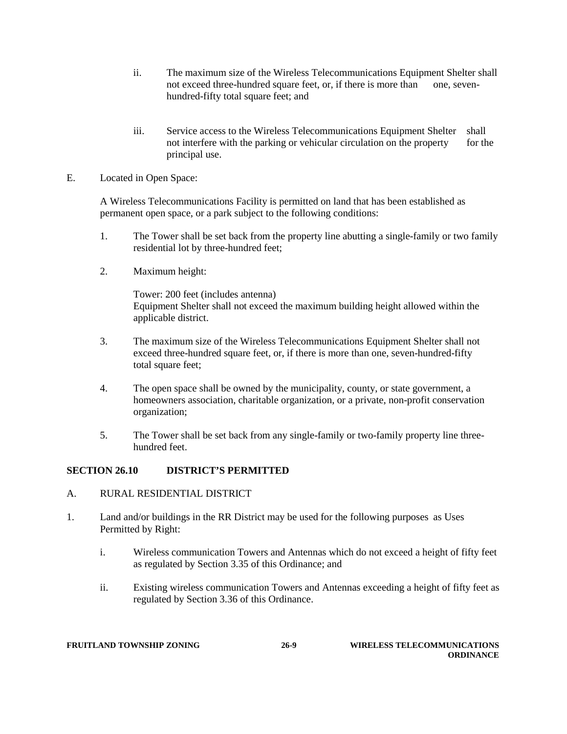ii. The maximum size of the Wireless Telecommunications Equipment Shelter shall not exceed three-hundred square feet, or, if there is more than one, seven-hundred-fifty total square feet; and

iii. Service access to the Wireless Telecommunications Equipment Shelter shall not interfere with the parking or vehicular circulation on the property for the principal use.

E. Located in Open Space:

A Wireless Telecommunications Facility is permitted on land that has been established as permanent open space, or a park subject to the following conditions:

1. The Tower shall be set back from the property line abutting a single-family or two family residential lot by three-hundred feet;

2. Maximum height:

   Tower: 200 feet (includes antenna)
   Equipment Shelter shall not exceed the maximum building height allowed within the applicable district.

3. The maximum size of the Wireless Telecommunications Equipment Shelter shall not exceed three-hundred square feet, or, if there is more than one, seven-hundred-fifty total square feet;

4. The open space shall be owned by the municipality, county, or state government, a homeowners association, charitable organization, or a private, non-profit conservation organization;

5. The Tower shall be set back from any single-family or two-family property line three-hundred feet.

**SECTION 26.10 DISTRICT'S PERMITTED**

A. RURAL RESIDENTIAL DISTRICT

1. Land and/or buildings in the RR District may be used for the following purposes as Uses Permitted by Right:

   i. Wireless communication Towers and Antennas which do not exceed a height of fifty feet as regulated by Section 3.35 of this Ordinance; and

   ii. Existing wireless communication Towers and Antennas exceeding a height of fifty feet as regulated by Section 3.36 of this Ordinance.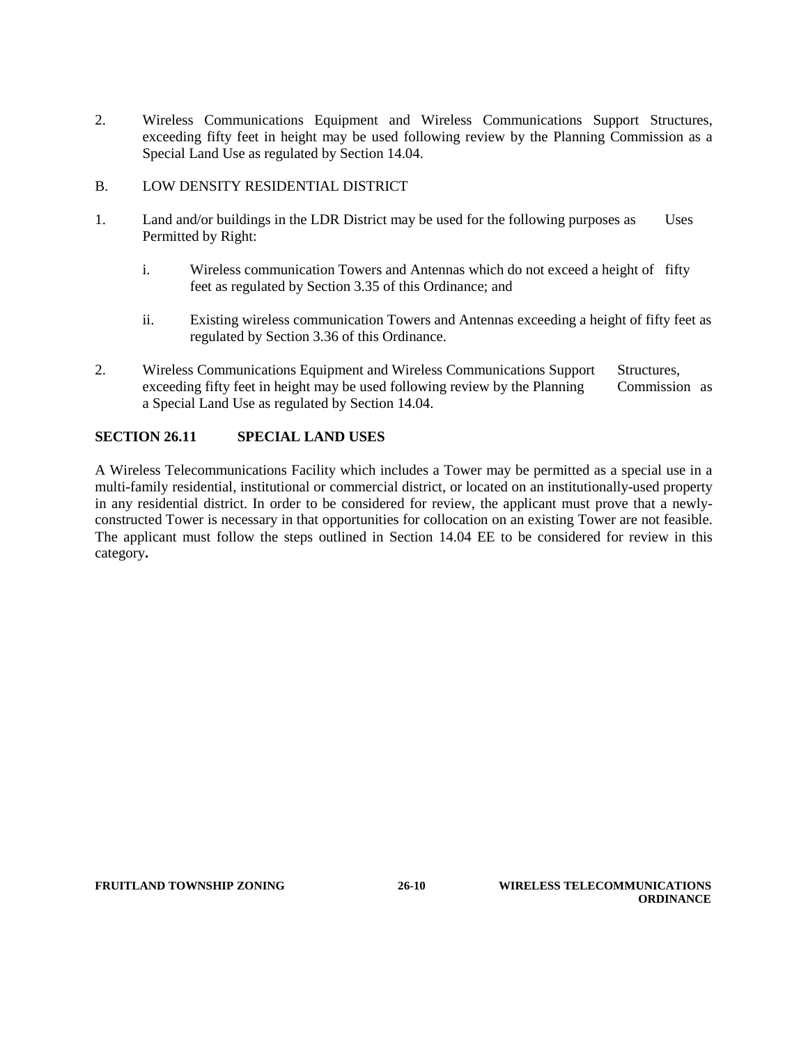2. Wireless Communications Equipment and Wireless Communications Support Structures, exceeding fifty feet in height may be used following review by the Planning Commission as a Special Land Use as regulated by Section 14.04.

B. LOW DENSITY RESIDENTIAL DISTRICT

1. Land and/or buildings in the LDR District may be used for the following purposes as Uses Permitted by Right:

   i. Wireless communication Towers and Antennas which do not exceed a height of fifty feet as regulated by Section 3.35 of this Ordinance; and

   ii. Existing wireless communication Towers and Antennas exceeding a height of fifty feet as regulated by Section 3.36 of this Ordinance.

2. Wireless Communications Equipment and Wireless Communications Support Structures, exceeding fifty feet in height may be used following review by the Planning Commission as a Special Land Use as regulated by Section 14.04.

## SECTION 26.11 SPECIAL LAND USES

A Wireless Telecommunications Facility which includes a Tower may be permitted as a special use in a multi-family residential, institutional or commercial district, or located on an institutionally-used property in any residential district. In order to be considered for review, the applicant must prove that a newly-constructed Tower is necessary in that opportunities for collocation on an existing Tower are not feasible. The applicant must follow the steps outlined in Section 14.04 EE to be considered for review in this category**.**